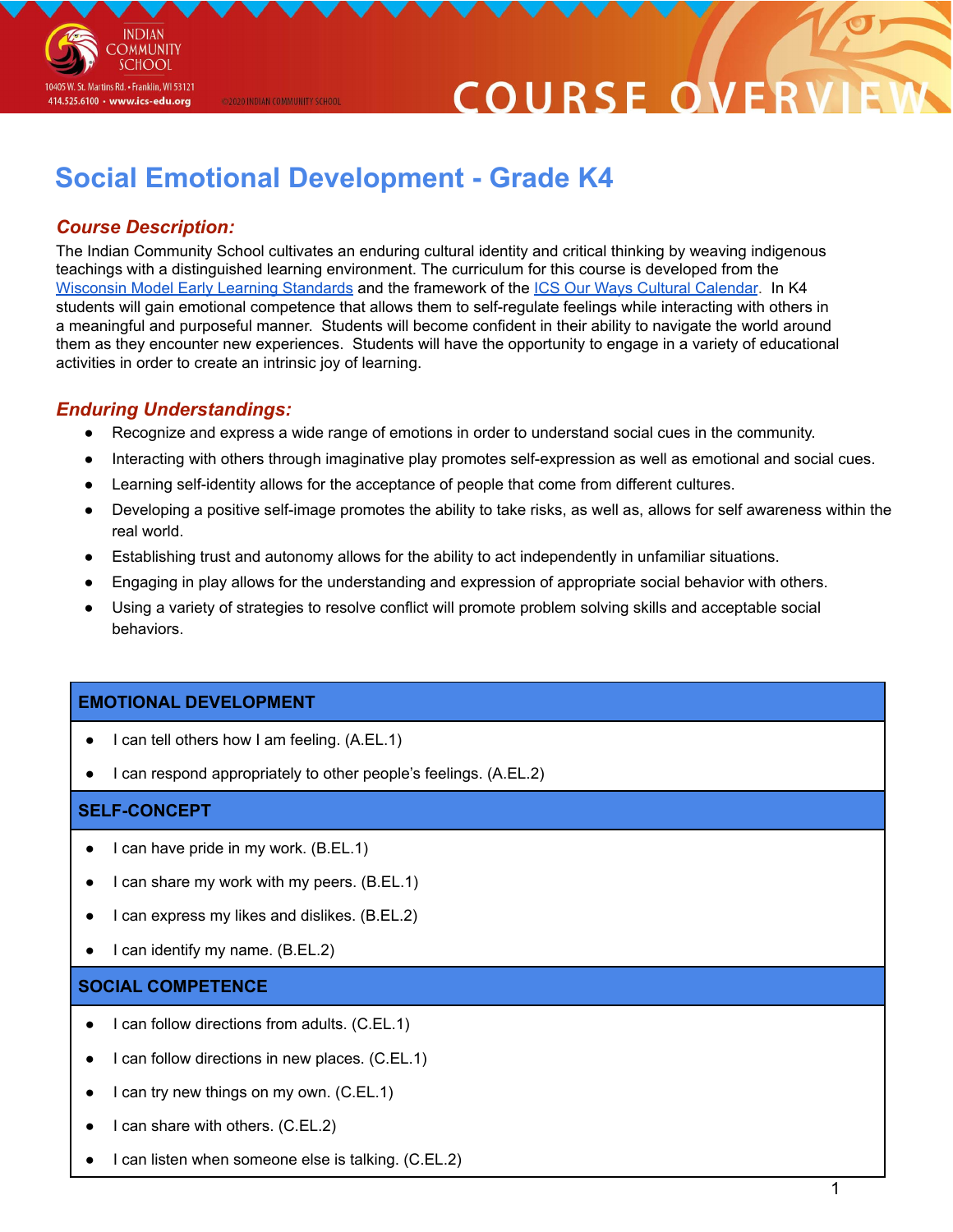# Social Emotional Development - Grade K4

## *Course Description:*

The Indian Community School cultivates an enduring cultural identity and critical thinking by weaving indigenous teachings with a distinguished learning environment. The curriculum for this course is developed from the Wisconsin Model Early Learning Standards and the framework of the ICS Our Ways Cultural Calendar. In K4 students will gain emotional competence that allows them to self-regulate feelings while interacting with others in a meaningful and purposeful manner. Students will become confident in their ability to navigate the world around them as they encounter new experiences. Students will have the opportunity to engage in a variety of educational activities in order to create an intrinsic joy of learning.

## *Enduring Understandings:*

- Recognize and express a wide range of emotions in order to understand social cues in the community.
- Interacting with others through imaginative play promotes self-expression as well as emotional and social cues.
- Learning self-identity allows for the acceptance of people that come from different cultures.
- Developing a positive self-image promotes the ability to take risks, as well as, allows for self awareness within the real world.
- Establishing trust and autonomy allows for the ability to act independently in unfamiliar situations.
- Engaging in play allows for the understanding and expression of appropriate social behavior with others.
- Using a variety of strategies to resolve conflict will promote problem solving skills and acceptable social behaviors.

| EMOTIONAL DEVELOPMENT |
| --- |
| • I can tell others how I am feeling. (A.EL.1)<br>• I can respond appropriately to other people's feelings. (A.EL.2) |
| **SELF-CONCEPT** |
| • I can have pride in my work. (B.EL.1)<br>• I can share my work with my peers. (B.EL.1)<br>• I can express my likes and dislikes. (B.EL.2)<br>• I can identify my name. (B.EL.2) |
| **SOCIAL COMPETENCE** |
| • I can follow directions from adults. (C.EL.1)<br>• I can follow directions in new places. (C.EL.1)<br>• I can try new things on my own. (C.EL.1)<br>• I can share with others. (C.EL.2)<br>• I can listen when someone else is talking. (C.EL.2) |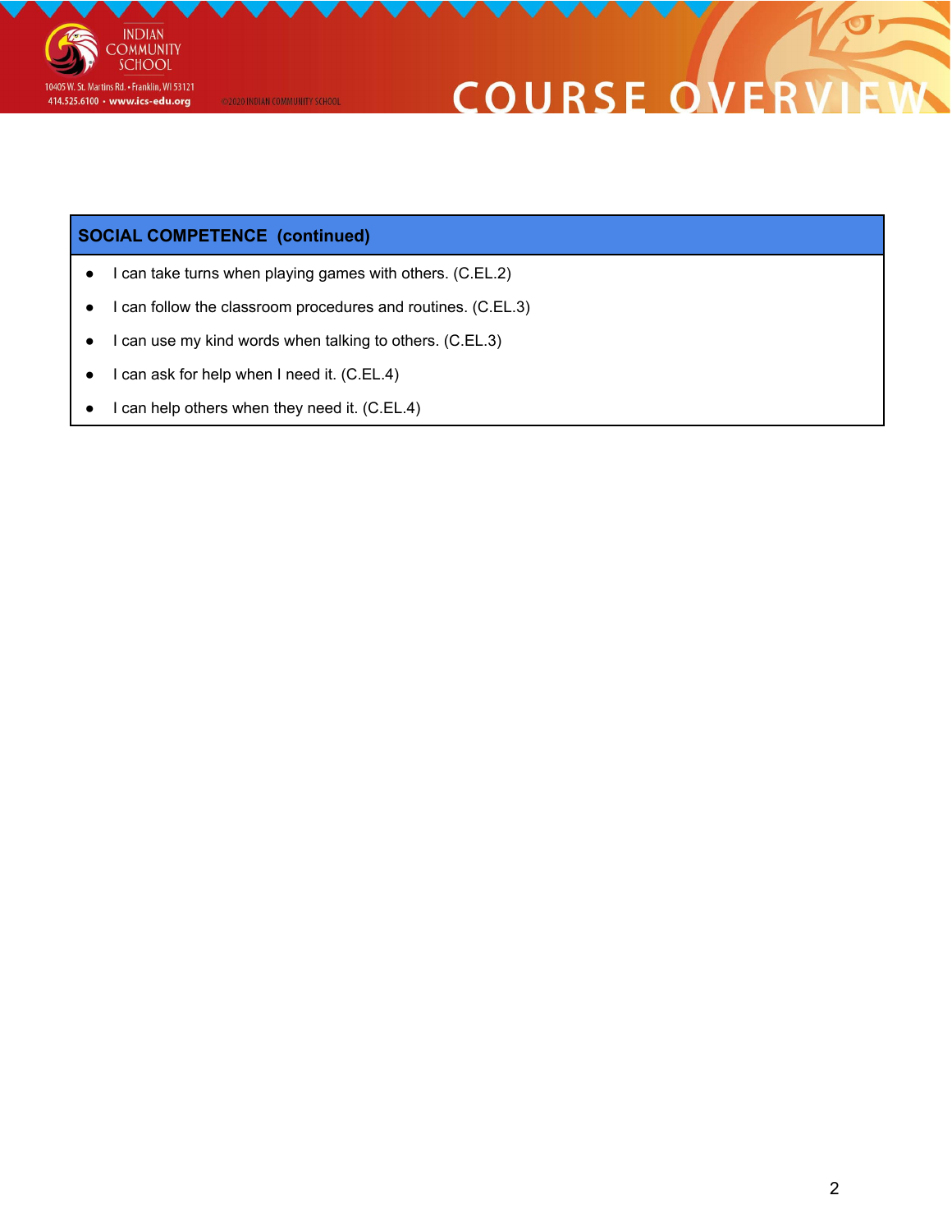| SOCIAL COMPETENCE (continued) |
| --- |
| - I can take turns when playing games with others. (C.EL.2)<br>- I can follow the classroom procedures and routines. (C.EL.3)<br>- I can use my kind words when talking to others. (C.EL.3)<br>- I can ask for help when I need it. (C.EL.4)<br>- I can help others when they need it. (C.EL.4) |